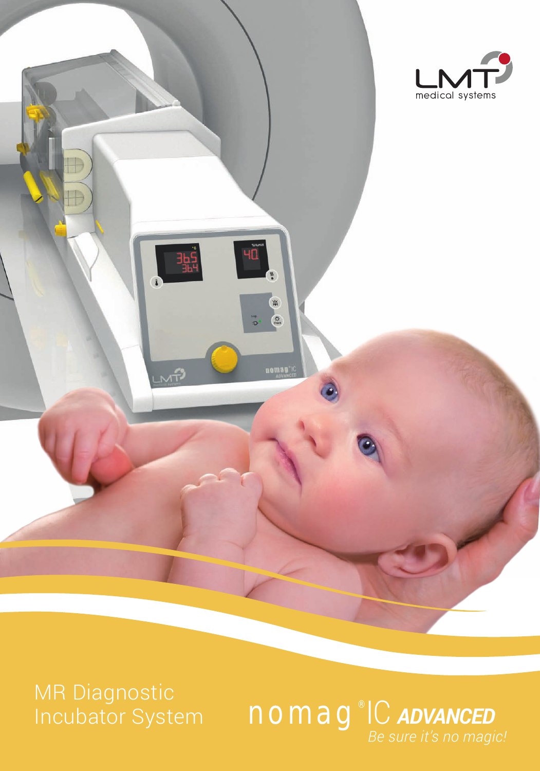LMT medical systems

# MR Diagnostic Incubator System

# nomag® IC *ADVANCED*

*Be sure it's no magic!*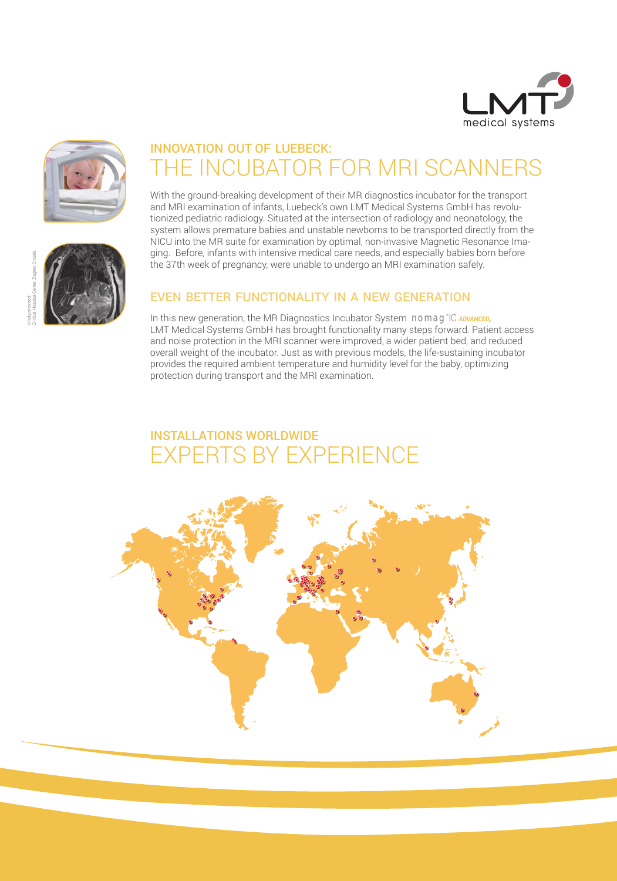## INNOVATION OUT OF LUEBECK:

# THE INCUBATOR FOR MRI SCANNERS

With the ground-breaking development of their MR diagnostics incubator for the transport and MRI examination of infants, Luebeck's own LMT Medical Systems GmbH has revolutionized pediatric radiology. Situated at the intersection of radiology and neonatology, the system allows premature babies and unstable newborns to be transported directly from the NICU into the MR suite for examination by optimal, non-invasive Magnetic Resonance Imaging. Before, infants with intensive medical care needs, and especially babies born before the 37th week of pregnancy, were unable to undergo an MRI examination safely.

Kindly provided: Clinical Hospital Center, Zagreb, Croatia

## EVEN BETTER FUNCTIONALITY IN A NEW GENERATION

In this new generation, the MR Diagnostics Incubator System nomag®IC *ADVANCED*, LMT Medical Systems GmbH has brought functionality many steps forward. Patient access and noise protection in the MRI scanner were improved, a wider patient bed, and reduced overall weight of the incubator. Just as with previous models, the life-sustaining incubator provides the required ambient temperature and humidity level for the baby, optimizing protection during transport and the MRI examination.

## INSTALLATIONS WORLDWIDE

# EXPERTS BY EXPERIENCE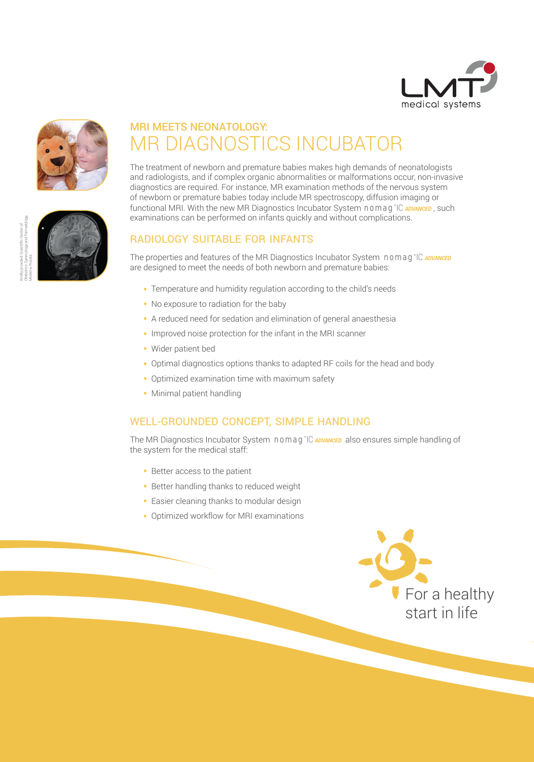# MRI MEETS NEONATOLOGY:
# MR DIAGNOSTICS INCUBATOR

The treatment of newborn and premature babies makes high demands of neonatologists and radiologists, and if complex organic abnormalities or malformations occur, non-invasive diagnostics are required. For instance, MR examination methods of the nervous system of newborn or premature babies today include MR spectroscopy, diffusion imaging or functional MRI. With the new MR Diagnostics Incubator System nomag®IC *ADVANCED*, such examinations can be performed on infants quickly and without complications.

Kindly provided: Scientific Center of Obstetrics Gynecology and Perinatology, Moskow, Russia

## RADIOLOGY SUITABLE FOR INFANTS

The properties and features of the MR Diagnostics Incubator System nomag®IC *ADVANCED* are designed to meet the needs of both newborn and premature babies:

- Temperature and humidity regulation according to the child's needs
- No exposure to radiation for the baby
- A reduced need for sedation and elimination of general anaesthesia
- Improved noise protection for the infant in the MRI scanner
- Wider patient bed
- Optimal diagnostics options thanks to adapted RF coils for the head and body
- Optimized examination time with maximum safety
- Minimal patient handling

## WELL-GROUNDED CONCEPT, SIMPLE HANDLING

The MR Diagnostics Incubator System nomag®IC *ADVANCED* also ensures simple handling of the system for the medical staff:

- Better access to the patient
- Better handling thanks to reduced weight
- Easier cleaning thanks to modular design
- Optimized workflow for MRI examinations

For a healthy start in life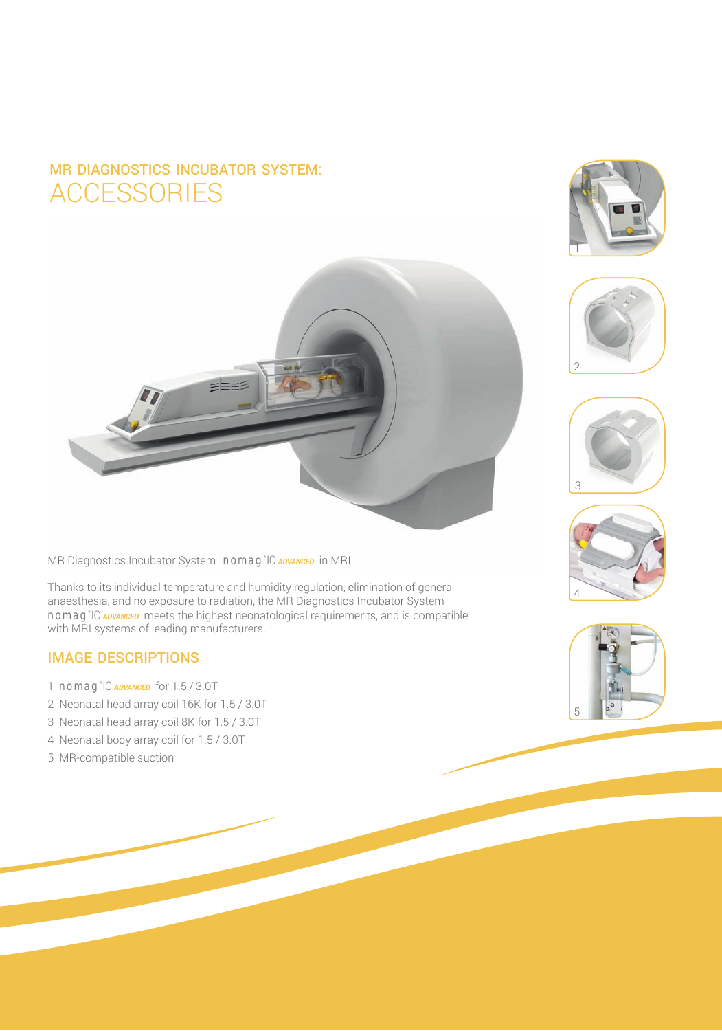# MR DIAGNOSTICS INCUBATOR SYSTEM: ACCESSORIES

MR Diagnostics Incubator System nomag®IC *ADVANCED* in MRI

Thanks to its individual temperature and humidity regulation, elimination of general anaesthesia, and no exposure to radiation, the MR Diagnostics Incubator System nomag®IC *ADVANCED* meets the highest neonatological requirements, and is compatible with MRI systems of leading manufacturers.

## IMAGE DESCRIPTIONS

1 nomag®IC *ADVANCED* for 1.5 / 3.0T
2 Neonatal head array coil 16K for 1.5 / 3.0T
3 Neonatal head array coil 8K for 1.5 / 3.0T
4 Neonatal body array coil for 1.5 / 3.0T
5 MR-compatible suction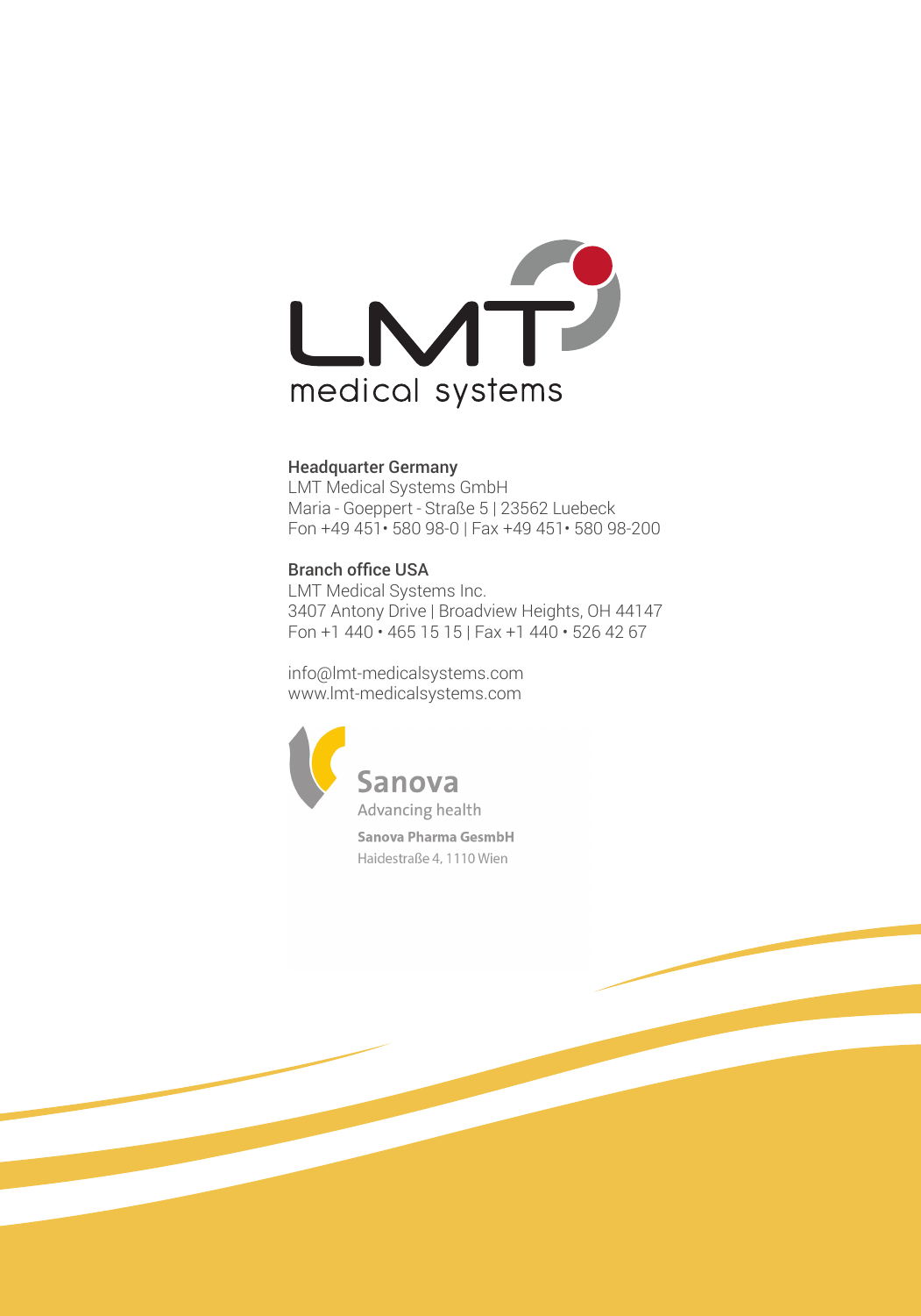LMT

medical systems

**Headquarter Germany**
LMT Medical Systems GmbH
Maria - Goeppert - Straße 5 | 23562 Luebeck
Fon +49 451• 580 98-0 | Fax +49 451• 580 98-200

**Branch office USA**
LMT Medical Systems Inc.
3407 Antony Drive | Broadview Heights, OH 44147
Fon +1 440 • 465 15 15 | Fax +1 440 • 526 42 67

info@lmt-medicalsystems.com
www.lmt-medicalsystems.com

**Sanova**
Advancing health

**Sanova Pharma GesmbH**
Haidestraße 4, 1110 Wien